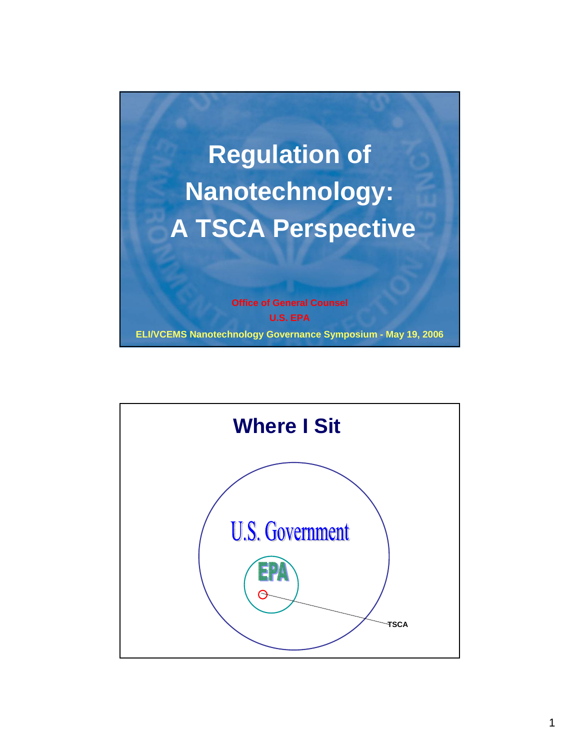# Regulation of Nanotechnology: A TSCA Perspective

Office of General Counsel

U.S. EPA

ELI/VCEMS Nanotechnology Governance Symposium - May 19, 2006

## Where I Sit

U.S. Government

EPA

TSCA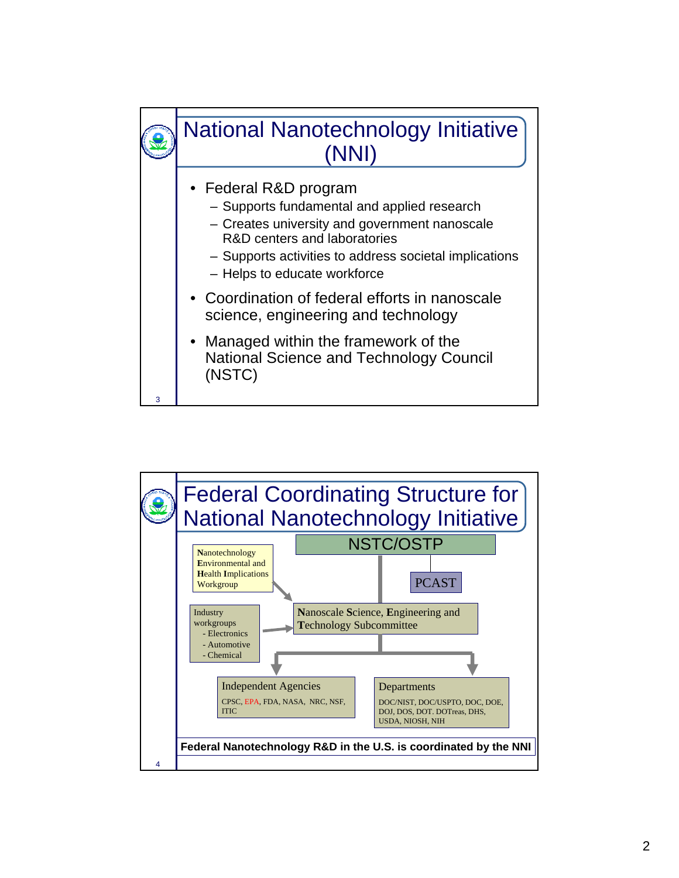## National Nanotechnology Initiative (NNI)

- Federal R&D program
  - Supports fundamental and applied research
  - Creates university and government nanoscale R&D centers and laboratories
  - Supports activities to address societal implications
  - Helps to educate workforce
- Coordination of federal efforts in nanoscale science, engineering and technology
- Managed within the framework of the National Science and Technology Council (NSTC)

## Federal Coordinating Structure for National Nanotechnology Initiative

NSTC/OSTP

PCAST

**N**anotechnology **E**nvironmental and **H**ealth **I**mplications Workgroup

Industry workgroups
- Electronics
- Automotive
- Chemical

**N**anoscale **S**cience, **E**ngineering and **T**echnology Subcommittee

Independent Agencies
CPSC, EPA, FDA, NASA, NRC, NSF, ITIC

Departments
DOC/NIST, DOC/USPTO, DOC, DOE, DOJ, DOS, DOT. DOTreas, DHS, USDA, NIOSH, NIH

**Federal Nanotechnology R&D in the U.S. is coordinated by the NNI**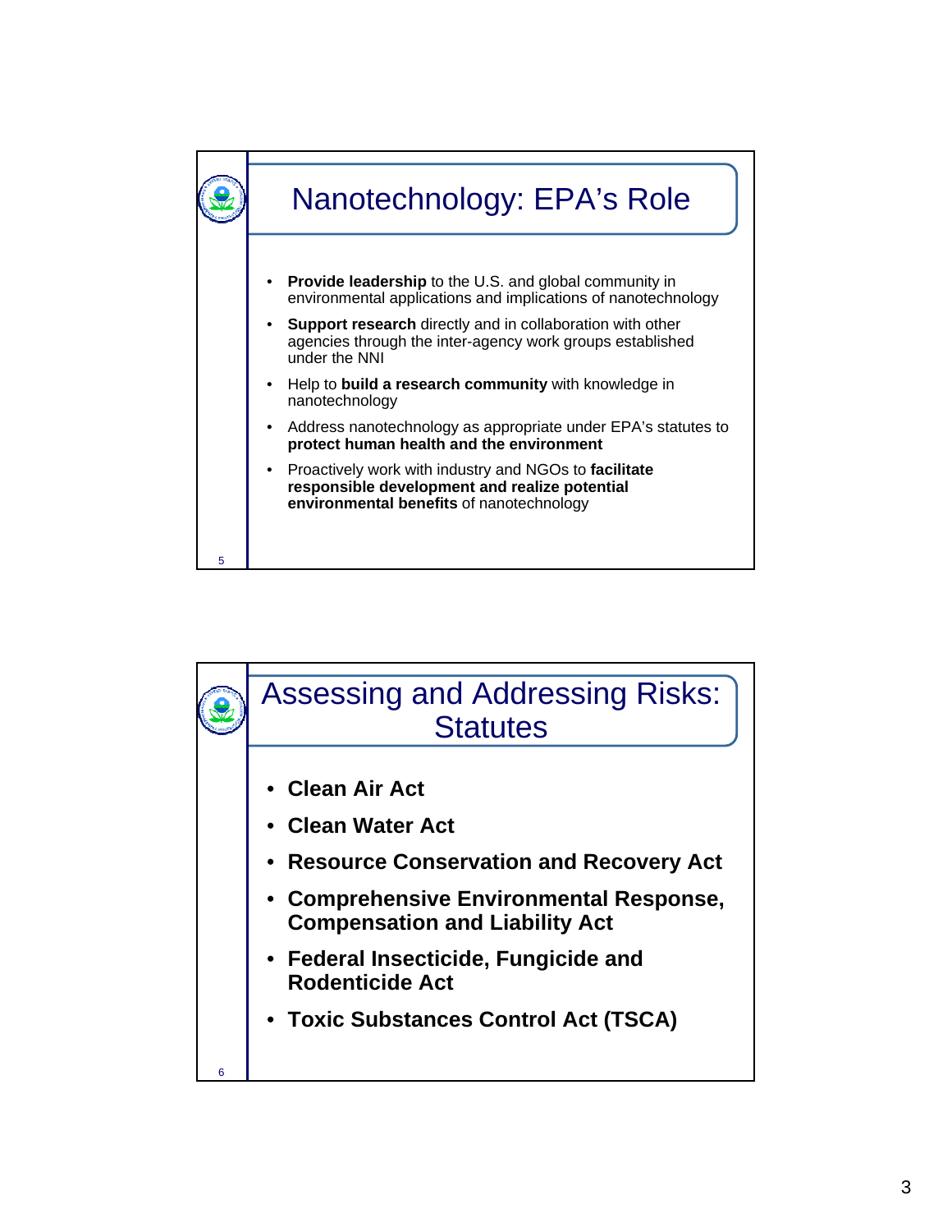## Nanotechnology: EPA's Role

- **Provide leadership** to the U.S. and global community in environmental applications and implications of nanotechnology
- **Support research** directly and in collaboration with other agencies through the inter-agency work groups established under the NNI
- Help to **build a research community** with knowledge in nanotechnology
- Address nanotechnology as appropriate under EPA's statutes to **protect human health and the environment**
- Proactively work with industry and NGOs to **facilitate responsible development and realize potential environmental benefits** of nanotechnology

## Assessing and Addressing Risks: Statutes

- **Clean Air Act**
- **Clean Water Act**
- **Resource Conservation and Recovery Act**
- **Comprehensive Environmental Response, Compensation and Liability Act**
- **Federal Insecticide, Fungicide and Rodenticide Act**
- **Toxic Substances Control Act (TSCA)**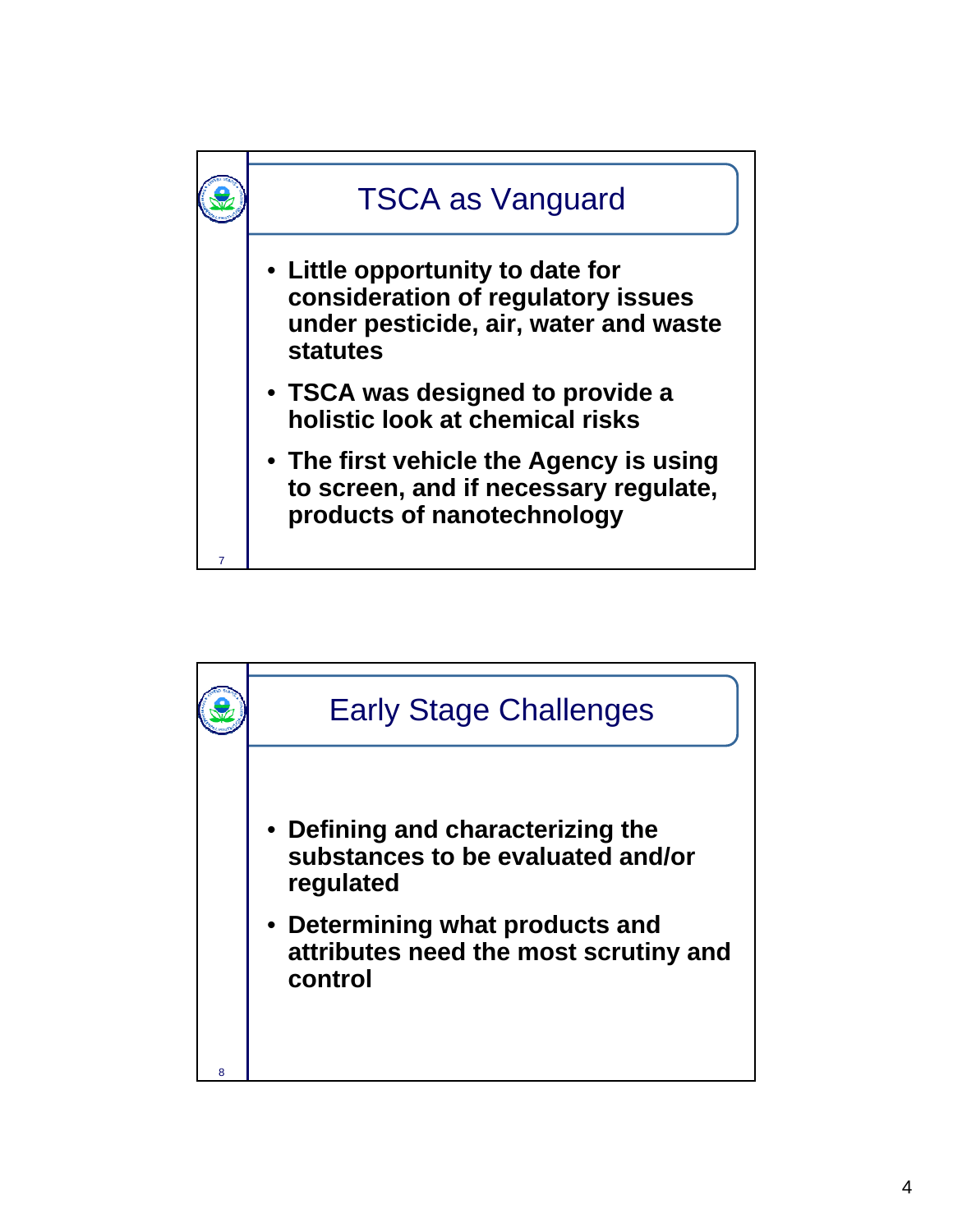## TSCA as Vanguard

- **Little opportunity to date for consideration of regulatory issues under pesticide, air, water and waste statutes**
- **TSCA was designed to provide a holistic look at chemical risks**
- **The first vehicle the Agency is using to screen, and if necessary regulate, products of nanotechnology**

## Early Stage Challenges

- **Defining and characterizing the substances to be evaluated and/or regulated**
- **Determining what products and attributes need the most scrutiny and control**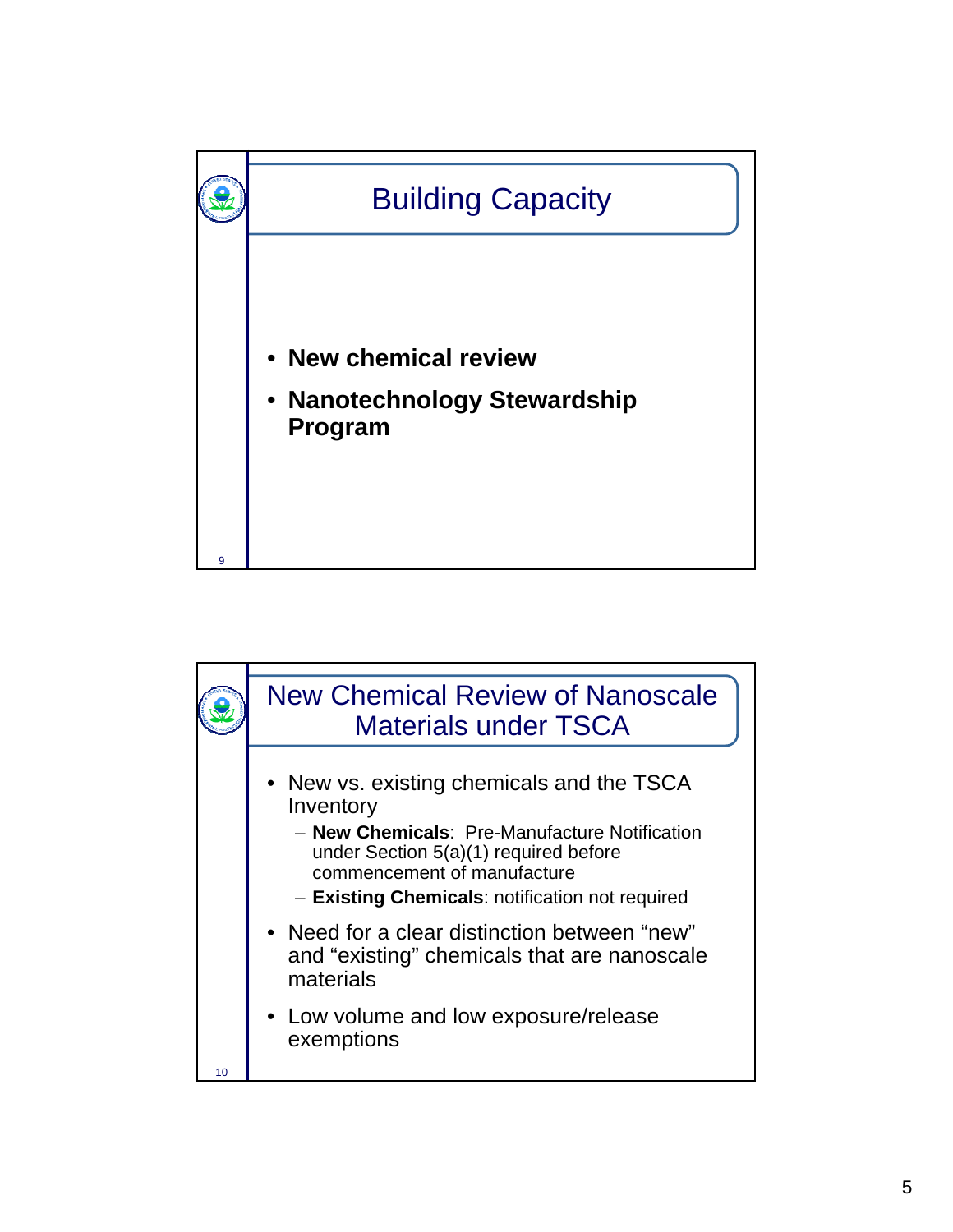## Building Capacity

- **New chemical review**
- **Nanotechnology Stewardship Program**

## New Chemical Review of Nanoscale Materials under TSCA

- New vs. existing chemicals and the TSCA Inventory
  - **New Chemicals**: Pre-Manufacture Notification under Section 5(a)(1) required before commencement of manufacture
  - **Existing Chemicals**: notification not required
- Need for a clear distinction between “new” and “existing” chemicals that are nanoscale materials
- Low volume and low exposure/release exemptions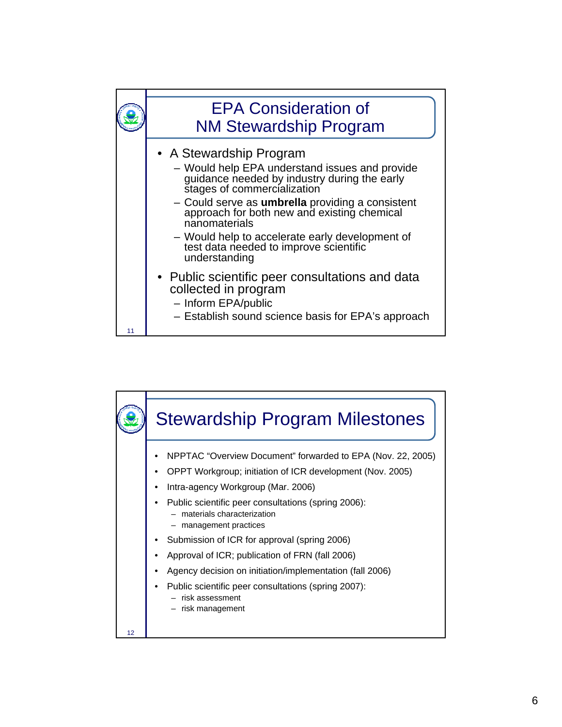## EPA Consideration of NM Stewardship Program

- A Stewardship Program
  - Would help EPA understand issues and provide guidance needed by industry during the early stages of commercialization
  - Could serve as **umbrella** providing a consistent approach for both new and existing chemical nanomaterials
  - Would help to accelerate early development of test data needed to improve scientific understanding
- Public scientific peer consultations and data collected in program
  - Inform EPA/public
  - Establish sound science basis for EPA's approach

## Stewardship Program Milestones

- NPPTAC "Overview Document" forwarded to EPA (Nov. 22, 2005)
- OPPT Workgroup; initiation of ICR development (Nov. 2005)
- Intra-agency Workgroup (Mar. 2006)
- Public scientific peer consultations (spring 2006):
  - materials characterization
  - management practices
- Submission of ICR for approval (spring 2006)
- Approval of ICR; publication of FRN (fall 2006)
- Agency decision on initiation/implementation (fall 2006)
- Public scientific peer consultations (spring 2007):
  - risk assessment
  - risk management